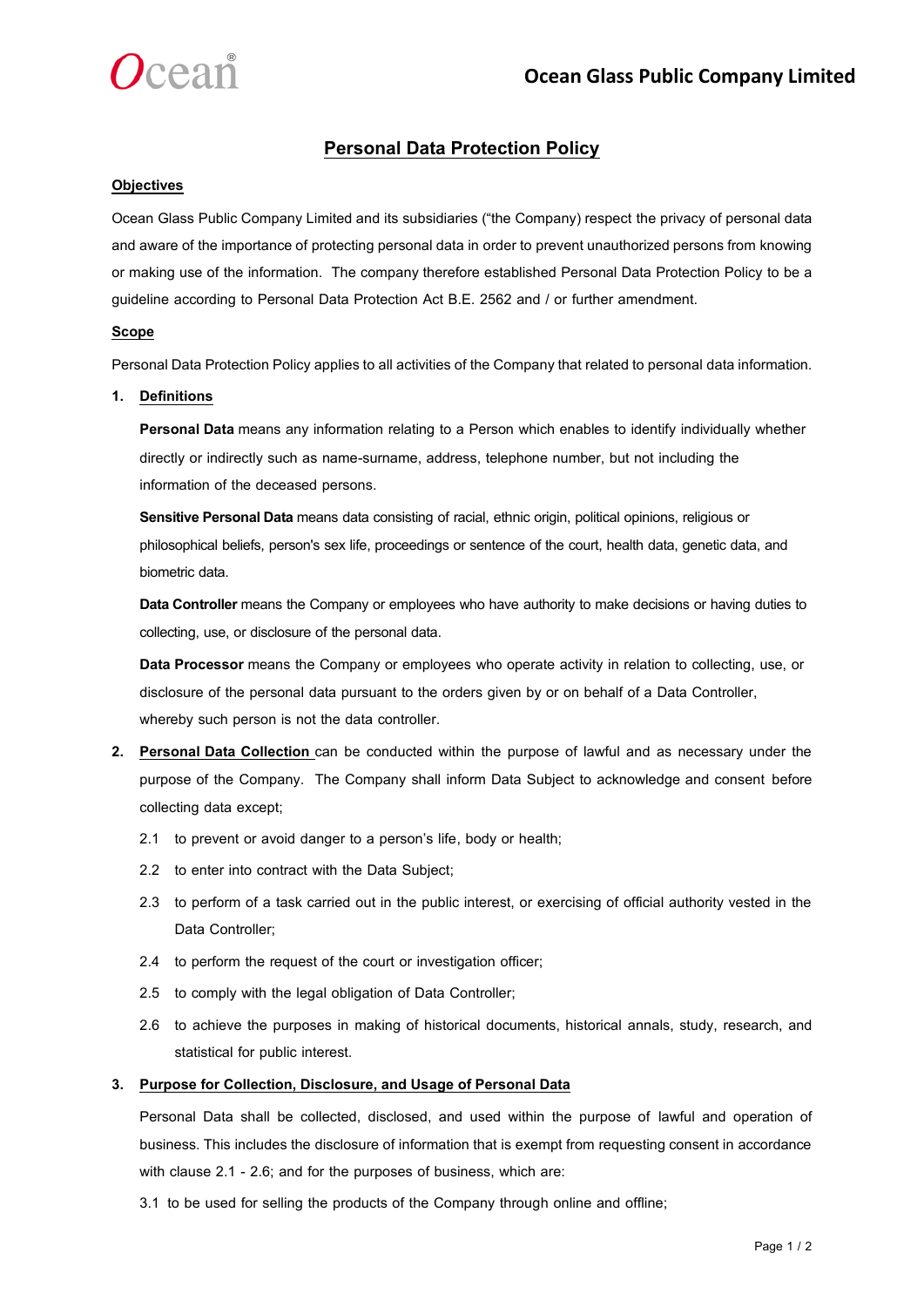# Personal Data Protection Policy

## Objectives

Ocean Glass Public Company Limited and its subsidiaries ("the Company) respect the privacy of personal data and aware of the importance of protecting personal data in order to prevent unauthorized persons from knowing or making use of the information. The company therefore established Personal Data Protection Policy to be a guideline according to Personal Data Protection Act B.E. 2562 and / or further amendment.

## Scope

Personal Data Protection Policy applies to all activities of the Company that related to personal data information.

**1. Definitions**

**Personal Data** means any information relating to a Person which enables to identify individually whether directly or indirectly such as name-surname, address, telephone number, but not including the information of the deceased persons.

**Sensitive Personal Data** means data consisting of racial, ethnic origin, political opinions, religious or philosophical beliefs, person's sex life, proceedings or sentence of the court, health data, genetic data, and biometric data.

**Data Controller** means the Company or employees who have authority to make decisions or having duties to collecting, use, or disclosure of the personal data.

**Data Processor** means the Company or employees who operate activity in relation to collecting, use, or disclosure of the personal data pursuant to the orders given by or on behalf of a Data Controller, whereby such person is not the data controller.

**2. Personal Data Collection** can be conducted within the purpose of lawful and as necessary under the purpose of the Company. The Company shall inform Data Subject to acknowledge and consent before collecting data except;

2.1 to prevent or avoid danger to a person's life, body or health;

2.2 to enter into contract with the Data Subject;

2.3 to perform of a task carried out in the public interest, or exercising of official authority vested in the Data Controller;

2.4 to perform the request of the court or investigation officer;

2.5 to comply with the legal obligation of Data Controller;

2.6 to achieve the purposes in making of historical documents, historical annals, study, research, and statistical for public interest.

**3. Purpose for Collection, Disclosure, and Usage of Personal Data**

Personal Data shall be collected, disclosed, and used within the purpose of lawful and operation of business. This includes the disclosure of information that is exempt from requesting consent in accordance with clause 2.1 - 2.6; and for the purposes of business, which are:

3.1 to be used for selling the products of the Company through online and offline;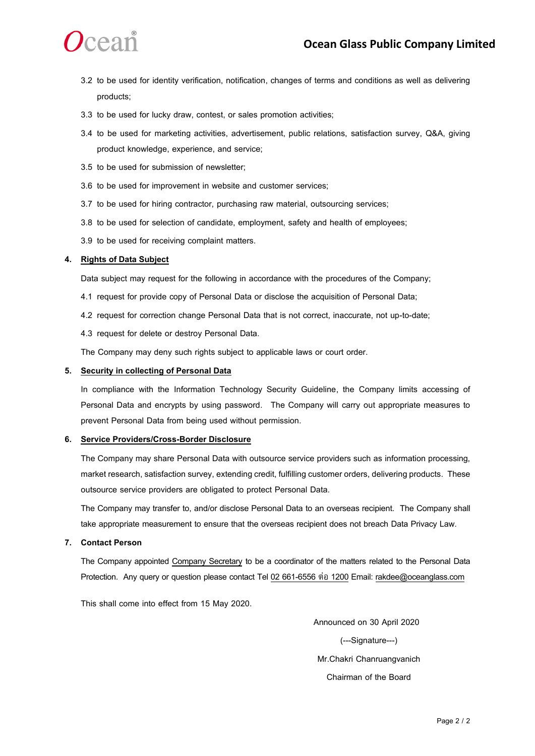3.2 to be used for identity verification, notification, changes of terms and conditions as well as delivering products;

3.3 to be used for lucky draw, contest, or sales promotion activities;

3.4 to be used for marketing activities, advertisement, public relations, satisfaction survey, Q&A, giving product knowledge, experience, and service;

3.5 to be used for submission of newsletter;

3.6 to be used for improvement in website and customer services;

3.7 to be used for hiring contractor, purchasing raw material, outsourcing services;

3.8 to be used for selection of candidate, employment, safety and health of employees;

3.9 to be used for receiving complaint matters.

**4. Rights of Data Subject**

Data subject may request for the following in accordance with the procedures of the Company;

4.1 request for provide copy of Personal Data or disclose the acquisition of Personal Data;

4.2 request for correction change Personal Data that is not correct, inaccurate, not up-to-date;

4.3 request for delete or destroy Personal Data.

The Company may deny such rights subject to applicable laws or court order.

**5. Security in collecting of Personal Data**

In compliance with the Information Technology Security Guideline, the Company limits accessing of Personal Data and encrypts by using password. The Company will carry out appropriate measures to prevent Personal Data from being used without permission.

**6. Service Providers/Cross-Border Disclosure**

The Company may share Personal Data with outsource service providers such as information processing, market research, satisfaction survey, extending credit, fulfilling customer orders, delivering products. These outsource service providers are obligated to protect Personal Data.

The Company may transfer to, and/or disclose Personal Data to an overseas recipient. The Company shall take appropriate measurement to ensure that the overseas recipient does not breach Data Privacy Law.

**7. Contact Person**

The Company appointed Company Secretary to be a coordinator of the matters related to the Personal Data Protection. Any query or question please contact Tel 02 661-6556 ต่อ 1200 Email: rakdee@oceanglass.com

This shall come into effect from 15 May 2020.

Announced on 30 April 2020

(---Signature---)

Mr.Chakri Chanruangvanich

Chairman of the Board